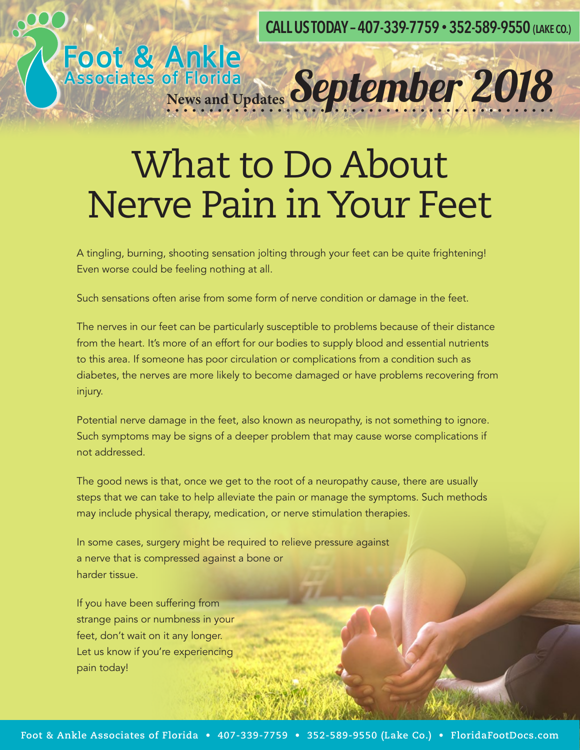CALL US TODAY – 407-339-7759 • 352-589-9550 (LAKE CO.)

Foot & Ankle Associates of Florida

News and Updates *September 2018*

# What to Do About Nerve Pain in Your Feet

A tingling, burning, shooting sensation jolting through your feet can be quite frightening! Even worse could be feeling nothing at all.

Such sensations often arise from some form of nerve condition or damage in the feet.

The nerves in our feet can be particularly susceptible to problems because of their distance from the heart. It's more of an effort for our bodies to supply blood and essential nutrients to this area. If someone has poor circulation or complications from a condition such as diabetes, the nerves are more likely to become damaged or have problems recovering from injury.

Potential nerve damage in the feet, also known as neuropathy, is not something to ignore. Such symptoms may be signs of a deeper problem that may cause worse complications if not addressed.

The good news is that, once we get to the root of a neuropathy cause, there are usually steps that we can take to help alleviate the pain or manage the symptoms. Such methods may include physical therapy, medication, or nerve stimulation therapies.

In some cases, surgery might be required to relieve pressure against a nerve that is compressed against a bone or harder tissue.

If you have been suffering from strange pains or numbness in your feet, don't wait on it any longer. Let us know if you're experiencing pain today!

Foot & Ankle Associates of Florida • 407-339-7759 • 352-589-9550 (Lake Co.) • FloridaFootDocs.com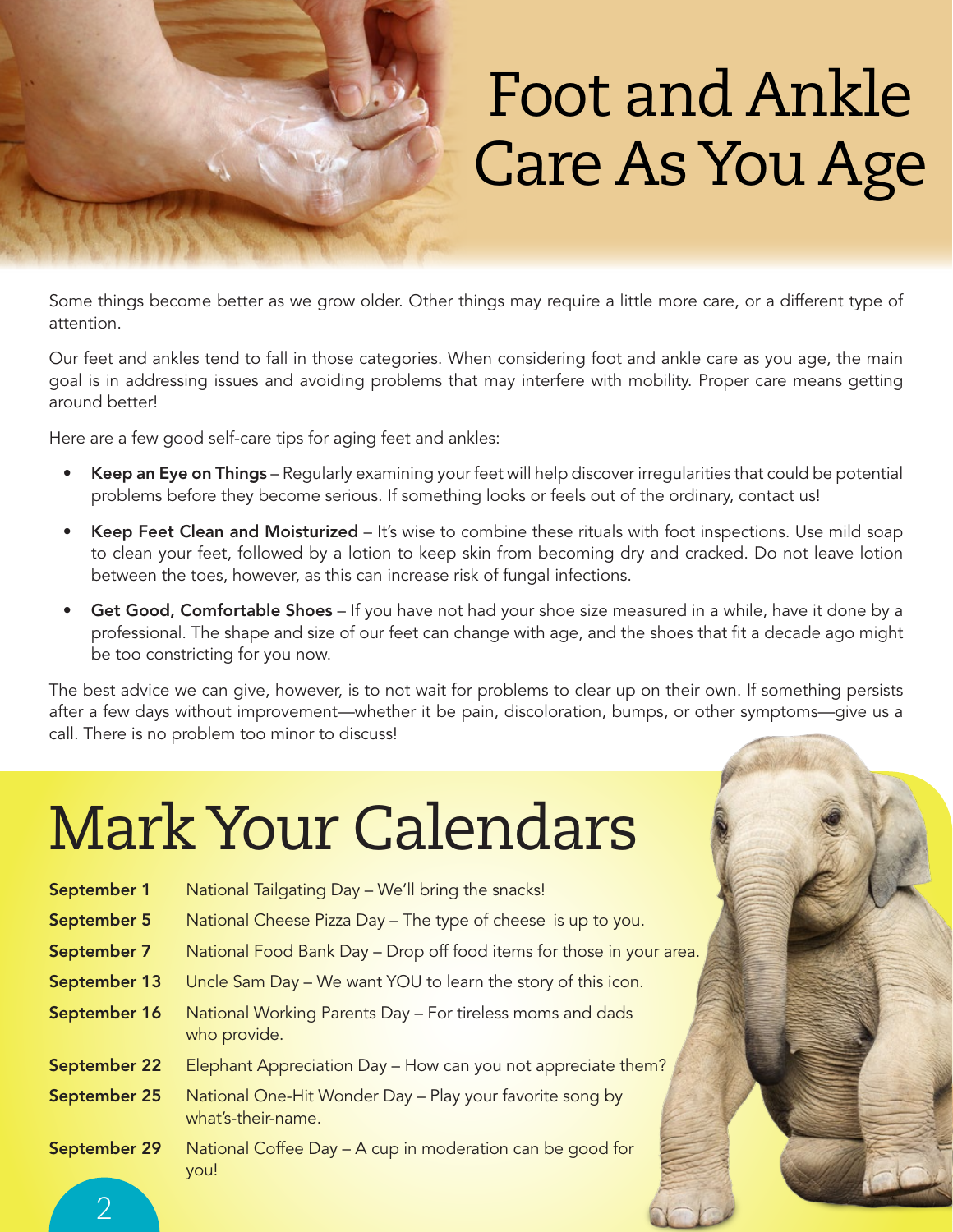# Foot and Ankle Care As You Age

Some things become better as we grow older. Other things may require a little more care, or a different type of attention.

Our feet and ankles tend to fall in those categories. When considering foot and ankle care as you age, the main goal is in addressing issues and avoiding problems that may interfere with mobility. Proper care means getting around better!

Here are a few good self-care tips for aging feet and ankles:

- **Keep an Eye on Things** – Regularly examining your feet will help discover irregularities that could be potential problems before they become serious. If something looks or feels out of the ordinary, contact us!
- **Keep Feet Clean and Moisturized** – It's wise to combine these rituals with foot inspections. Use mild soap to clean your feet, followed by a lotion to keep skin from becoming dry and cracked. Do not leave lotion between the toes, however, as this can increase risk of fungal infections.
- **Get Good, Comfortable Shoes** – If you have not had your shoe size measured in a while, have it done by a professional. The shape and size of our feet can change with age, and the shoes that fit a decade ago might be too constricting for you now.

The best advice we can give, however, is to not wait for problems to clear up on their own. If something persists after a few days without improvement—whether it be pain, discoloration, bumps, or other symptoms—give us a call. There is no problem too minor to discuss!

# Mark Your Calendars

| | |
|---|---|
| **September 1** | National Tailgating Day – We'll bring the snacks! |
| **September 5** | National Cheese Pizza Day – The type of cheese is up to you. |
| **September 7** | National Food Bank Day – Drop off food items for those in your area. |
| **September 13** | Uncle Sam Day – We want YOU to learn the story of this icon. |
| **September 16** | National Working Parents Day – For tireless moms and dads who provide. |
| **September 22** | Elephant Appreciation Day – How can you not appreciate them? |
| **September 25** | National One-Hit Wonder Day – Play your favorite song by what's-their-name. |
| **September 29** | National Coffee Day – A cup in moderation can be good for you! |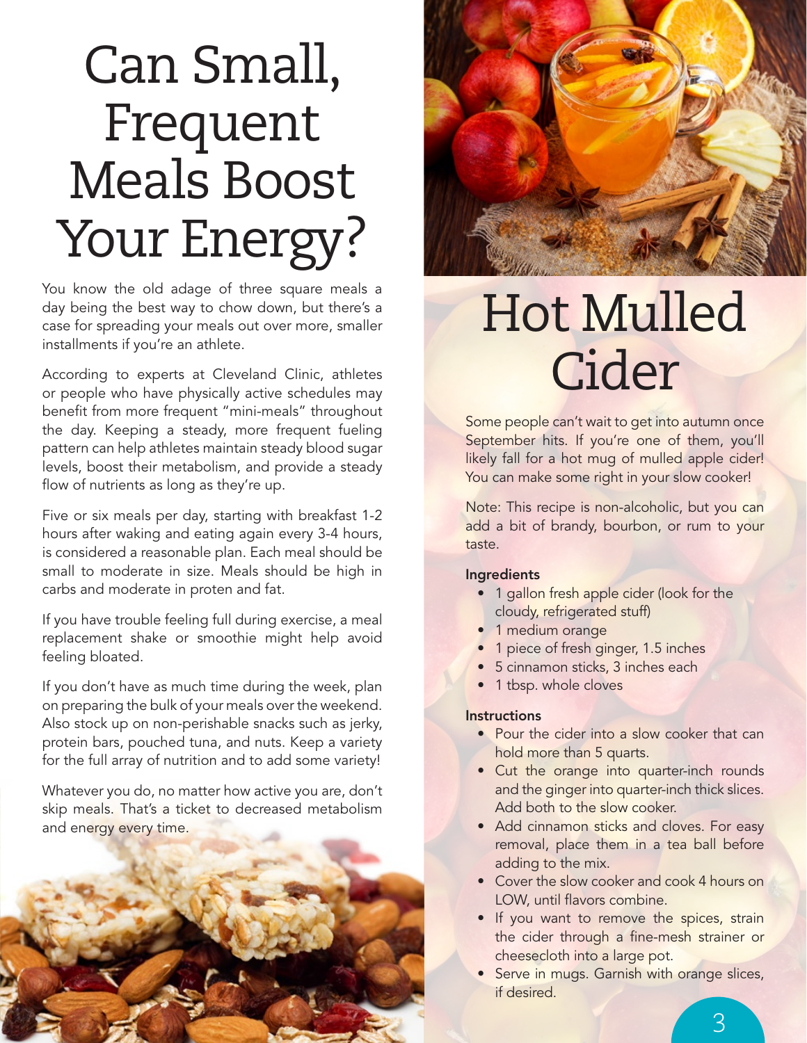# Can Small, Frequent Meals Boost Your Energy?

You know the old adage of three square meals a day being the best way to chow down, but there's a case for spreading your meals out over more, smaller installments if you're an athlete.

According to experts at Cleveland Clinic, athletes or people who have physically active schedules may benefit from more frequent "mini-meals" throughout the day. Keeping a steady, more frequent fueling pattern can help athletes maintain steady blood sugar levels, boost their metabolism, and provide a steady flow of nutrients as long as they're up.

Five or six meals per day, starting with breakfast 1-2 hours after waking and eating again every 3-4 hours, is considered a reasonable plan. Each meal should be small to moderate in size. Meals should be high in carbs and moderate in proten and fat.

If you have trouble feeling full during exercise, a meal replacement shake or smoothie might help avoid feeling bloated.

If you don't have as much time during the week, plan on preparing the bulk of your meals over the weekend. Also stock up on non-perishable snacks such as jerky, protein bars, pouched tuna, and nuts. Keep a variety for the full array of nutrition and to add some variety!

Whatever you do, no matter how active you are, don't skip meals. That's a ticket to decreased metabolism and energy every time.

# Hot Mulled Cider

Some people can't wait to get into autumn once September hits. If you're one of them, you'll likely fall for a hot mug of mulled apple cider! You can make some right in your slow cooker!

Note: This recipe is non-alcoholic, but you can add a bit of brandy, bourbon, or rum to your taste.

**Ingredients**

- 1 gallon fresh apple cider (look for the cloudy, refrigerated stuff)
- 1 medium orange
- 1 piece of fresh ginger, 1.5 inches
- 5 cinnamon sticks, 3 inches each
- 1 tbsp. whole cloves

**Instructions**

- Pour the cider into a slow cooker that can hold more than 5 quarts.
- Cut the orange into quarter-inch rounds and the ginger into quarter-inch thick slices. Add both to the slow cooker.
- Add cinnamon sticks and cloves. For easy removal, place them in a tea ball before adding to the mix.
- Cover the slow cooker and cook 4 hours on LOW, until flavors combine.
- If you want to remove the spices, strain the cider through a fine-mesh strainer or cheesecloth into a large pot.
- Serve in mugs. Garnish with orange slices, if desired.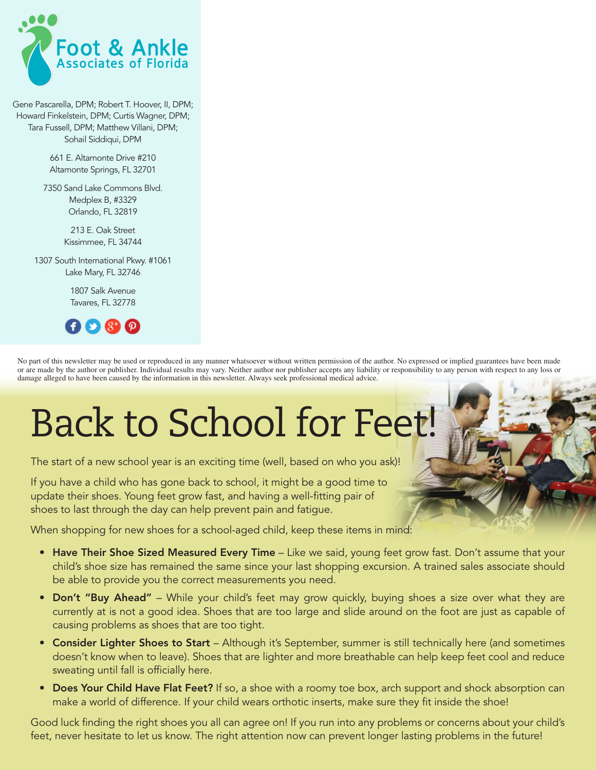Foot & Ankle Associates of Florida

Gene Pascarella, DPM; Robert T. Hoover, II, DPM; Howard Finkelstein, DPM; Curtis Wagner, DPM; Tara Fussell, DPM; Matthew Villani, DPM; Sohail Siddiqui, DPM

661 E. Altamonte Drive #210
Altamonte Springs, FL 32701

7350 Sand Lake Commons Blvd.
Medplex B, #3329
Orlando, FL 32819

213 E. Oak Street
Kissimmee, FL 34744

1307 South International Pkwy. #1061
Lake Mary, FL 32746

1807 Salk Avenue
Tavares, FL 32778

No part of this newsletter may be used or reproduced in any manner whatsoever without written permission of the author. No expressed or implied guarantees have been made or are made by the author or publisher. Individual results may vary. Neither author nor publisher accepts any liability or responsibility to any person with respect to any loss or damage alleged to have been caused by the information in this newsletter. Always seek professional medical advice.

# Back to School for Feet!

The start of a new school year is an exciting time (well, based on who you ask)!

If you have a child who has gone back to school, it might be a good time to update their shoes. Young feet grow fast, and having a well-fitting pair of shoes to last through the day can help prevent pain and fatigue.

When shopping for new shoes for a school-aged child, keep these items in mind:

- **Have Their Shoe Sized Measured Every Time** – Like we said, young feet grow fast. Don't assume that your child's shoe size has remained the same since your last shopping excursion. A trained sales associate should be able to provide you the correct measurements you need.
- **Don't "Buy Ahead"** – While your child's feet may grow quickly, buying shoes a size over what they are currently at is not a good idea. Shoes that are too large and slide around on the foot are just as capable of causing problems as shoes that are too tight.
- **Consider Lighter Shoes to Start** – Although it's September, summer is still technically here (and sometimes doesn't know when to leave). Shoes that are lighter and more breathable can help keep feet cool and reduce sweating until fall is officially here.
- **Does Your Child Have Flat Feet?** If so, a shoe with a roomy toe box, arch support and shock absorption can make a world of difference. If your child wears orthotic inserts, make sure they fit inside the shoe!

Good luck finding the right shoes you all can agree on! If you run into any problems or concerns about your child's feet, never hesitate to let us know. The right attention now can prevent longer lasting problems in the future!